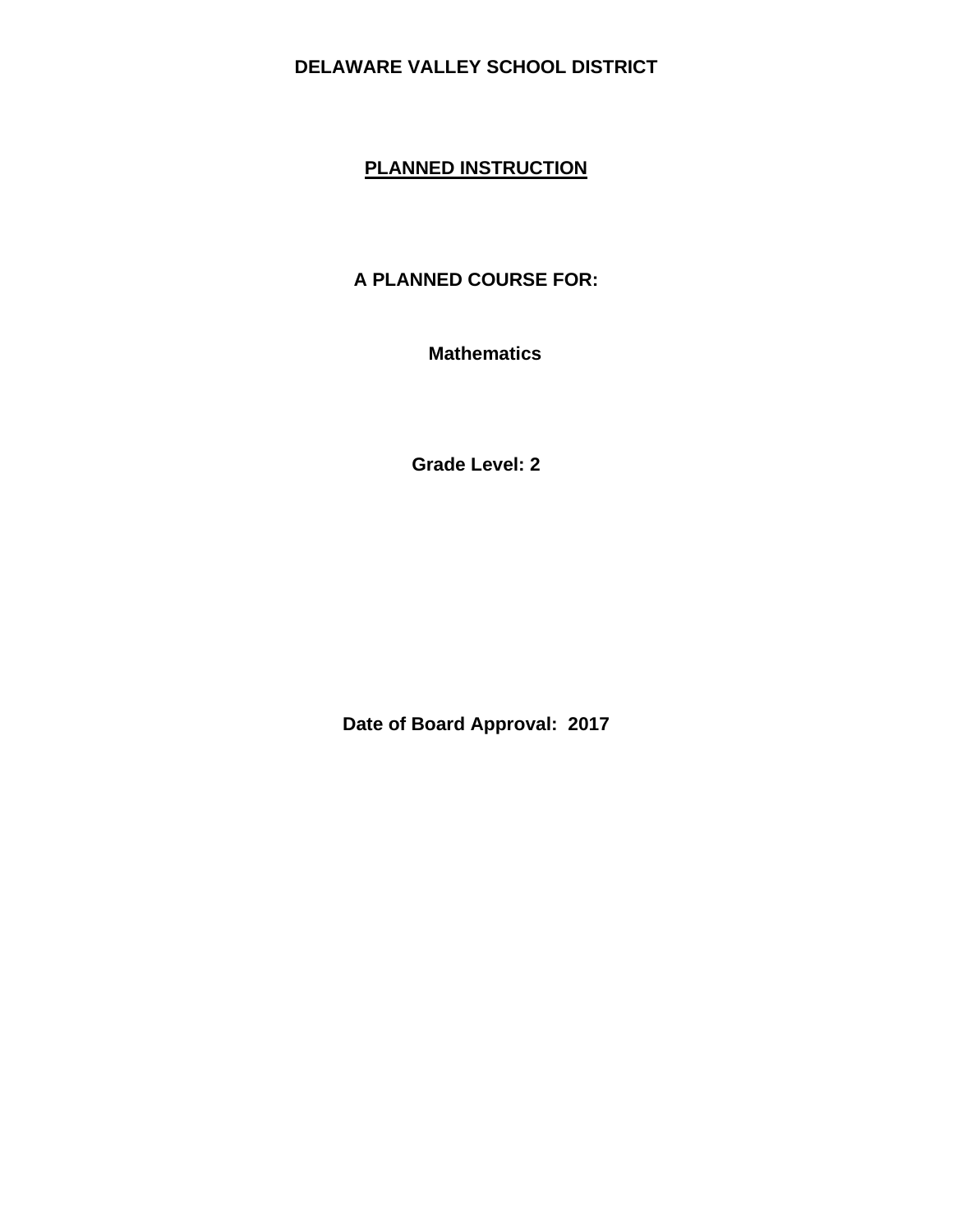# DELAWARE VALLEY SCHOOL DISTRICT

## PLANNED INSTRUCTION

**A PLANNED COURSE FOR:**

**Mathematics**

**Grade Level: 2**

**Date of Board Approval: 2017**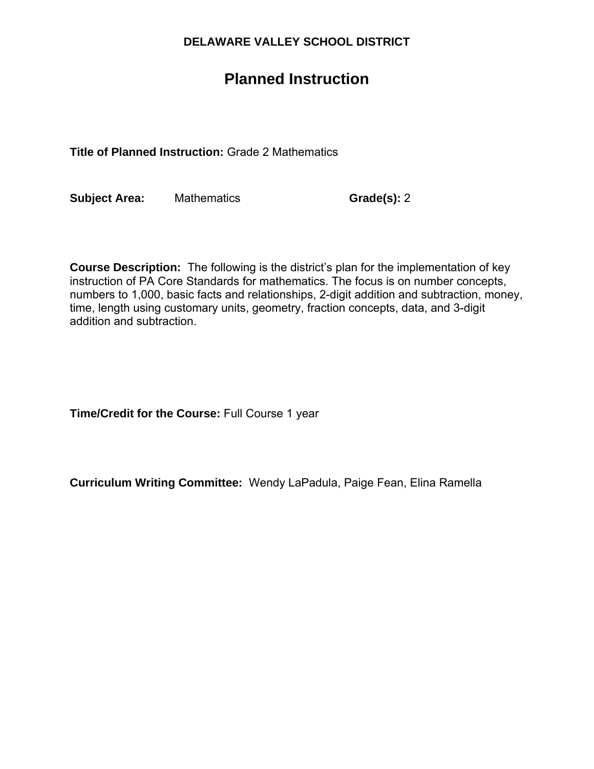**DELAWARE VALLEY SCHOOL DISTRICT**

# Planned Instruction

**Title of Planned Instruction:** Grade 2 Mathematics

**Subject Area:** Mathematics **Grade(s):** 2

**Course Description:** The following is the district's plan for the implementation of key instruction of PA Core Standards for mathematics. The focus is on number concepts, numbers to 1,000, basic facts and relationships, 2-digit addition and subtraction, money, time, length using customary units, geometry, fraction concepts, data, and 3-digit addition and subtraction.

**Time/Credit for the Course:** Full Course 1 year

**Curriculum Writing Committee:** Wendy LaPadula, Paige Fean, Elina Ramella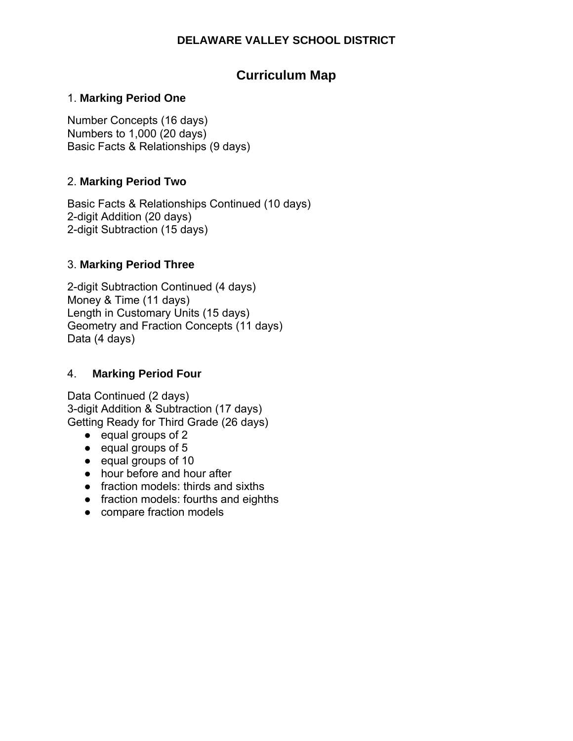**DELAWARE VALLEY SCHOOL DISTRICT**

# Curriculum Map

## 1. Marking Period One

Number Concepts (16 days)
Numbers to 1,000 (20 days)
Basic Facts & Relationships (9 days)

## 2. Marking Period Two

Basic Facts & Relationships Continued (10 days)
2-digit Addition (20 days)
2-digit Subtraction (15 days)

## 3. Marking Period Three

2-digit Subtraction Continued (4 days)
Money & Time (11 days)
Length in Customary Units (15 days)
Geometry and Fraction Concepts (11 days)
Data (4 days)

## 4. Marking Period Four

Data Continued (2 days)
3-digit Addition & Subtraction (17 days)
Getting Ready for Third Grade (26 days)

- equal groups of 2
- equal groups of 5
- equal groups of 10
- hour before and hour after
- fraction models: thirds and sixths
- fraction models: fourths and eighths
- compare fraction models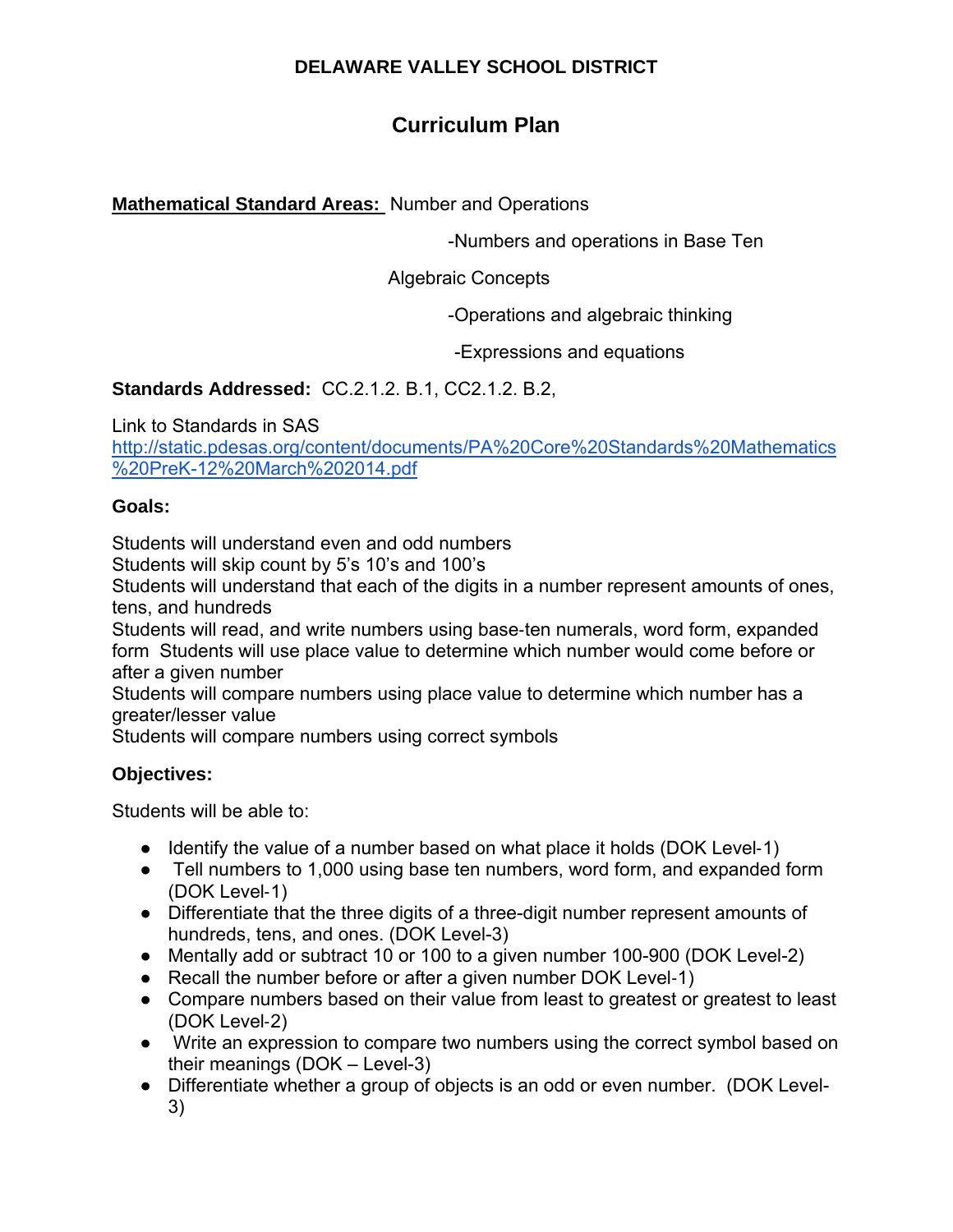**DELAWARE VALLEY SCHOOL DISTRICT**

# Curriculum Plan

**Mathematical Standard Areas:** Number and Operations

-Numbers and operations in Base Ten

Algebraic Concepts

-Operations and algebraic thinking

-Expressions and equations

**Standards Addressed:** CC.2.1.2. B.1, CC2.1.2. B.2,

Link to Standards in SAS
[http://static.pdesas.org/content/documents/PA%20Core%20Standards%20Mathematics%20PreK-12%20March%202014.pdf](http://static.pdesas.org/content/documents/PA%20Core%20Standards%20Mathematics%20PreK-12%20March%202014.pdf)

**Goals:**

Students will understand even and odd numbers
Students will skip count by 5's 10's and 100's
Students will understand that each of the digits in a number represent amounts of ones, tens, and hundreds
Students will read, and write numbers using base-ten numerals, word form, expanded form Students will use place value to determine which number would come before or after a given number
Students will compare numbers using place value to determine which number has a greater/lesser value
Students will compare numbers using correct symbols

**Objectives:**

Students will be able to:

- Identify the value of a number based on what place it holds (DOK Level-1)
- Tell numbers to 1,000 using base ten numbers, word form, and expanded form (DOK Level-1)
- Differentiate that the three digits of a three-digit number represent amounts of hundreds, tens, and ones. (DOK Level-3)
- Mentally add or subtract 10 or 100 to a given number 100-900 (DOK Level-2)
- Recall the number before or after a given number DOK Level-1)
- Compare numbers based on their value from least to greatest or greatest to least (DOK Level-2)
- Write an expression to compare two numbers using the correct symbol based on their meanings (DOK – Level-3)
- Differentiate whether a group of objects is an odd or even number. (DOK Level-3)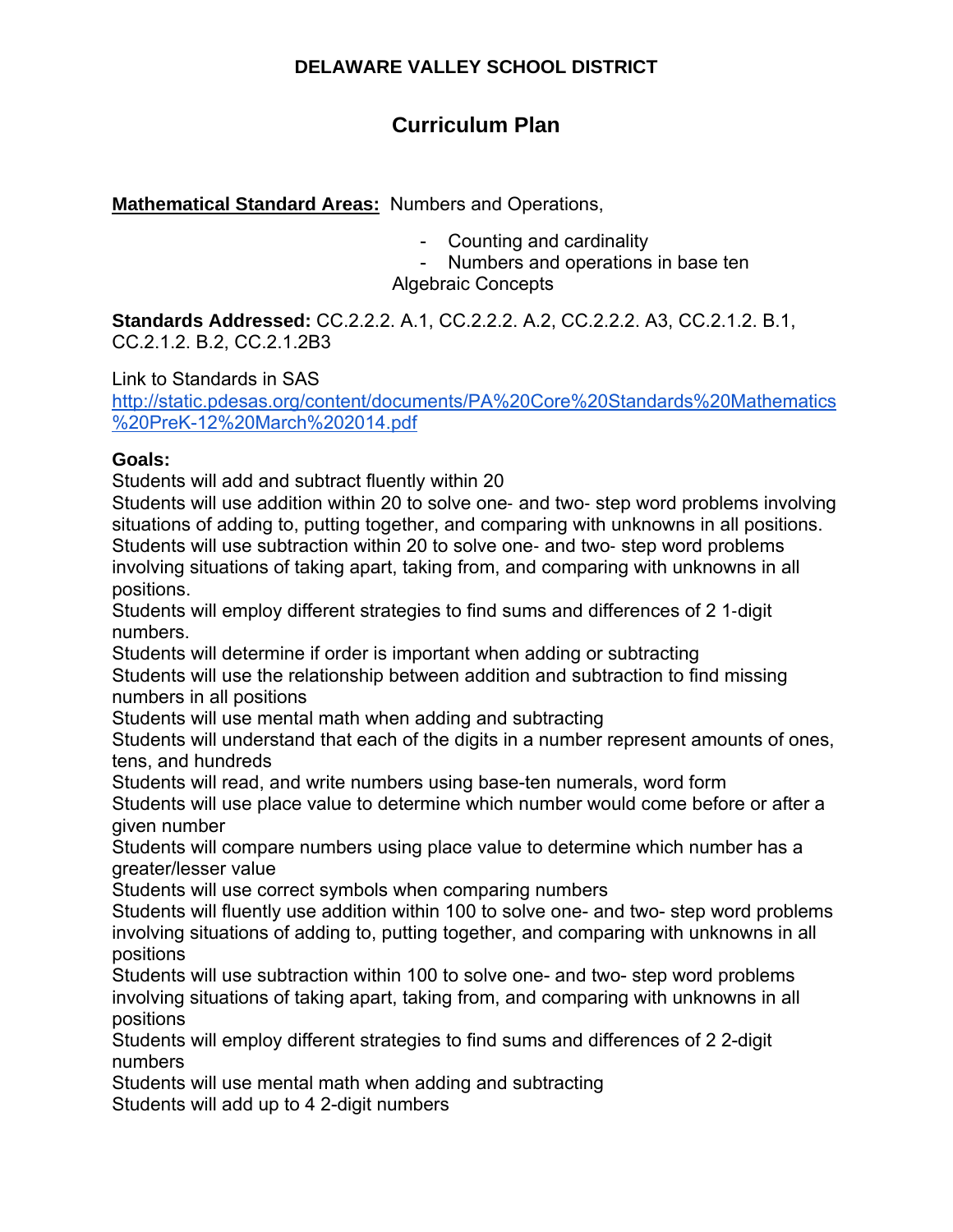**DELAWARE VALLEY SCHOOL DISTRICT**

## Curriculum Plan

**Mathematical Standard Areas:** Numbers and Operations,

- Counting and cardinality
- Numbers and operations in base ten

Algebraic Concepts

**Standards Addressed:** CC.2.2.2. A.1, CC.2.2.2. A.2, CC.2.2.2. A3, CC.2.1.2. B.1, CC.2.1.2. B.2, CC.2.1.2B3

Link to Standards in SAS
[http://static.pdesas.org/content/documents/PA%20Core%20Standards%20Mathematics%20PreK-12%20March%202014.pdf](http://static.pdesas.org/content/documents/PA%20Core%20Standards%20Mathematics%20PreK-12%20March%202014.pdf)

**Goals:**

Students will add and subtract fluently within 20
Students will use addition within 20 to solve one- and two- step word problems involving situations of adding to, putting together, and comparing with unknowns in all positions.
Students will use subtraction within 20 to solve one- and two- step word problems involving situations of taking apart, taking from, and comparing with unknowns in all positions.
Students will employ different strategies to find sums and differences of 2 1-digit numbers.
Students will determine if order is important when adding or subtracting
Students will use the relationship between addition and subtraction to find missing numbers in all positions
Students will use mental math when adding and subtracting
Students will understand that each of the digits in a number represent amounts of ones, tens, and hundreds
Students will read, and write numbers using base-ten numerals, word form
Students will use place value to determine which number would come before or after a given number
Students will compare numbers using place value to determine which number has a greater/lesser value
Students will use correct symbols when comparing numbers
Students will fluently use addition within 100 to solve one- and two- step word problems involving situations of adding to, putting together, and comparing with unknowns in all positions
Students will use subtraction within 100 to solve one- and two- step word problems involving situations of taking apart, taking from, and comparing with unknowns in all positions
Students will employ different strategies to find sums and differences of 2 2-digit numbers
Students will use mental math when adding and subtracting
Students will add up to 4 2-digit numbers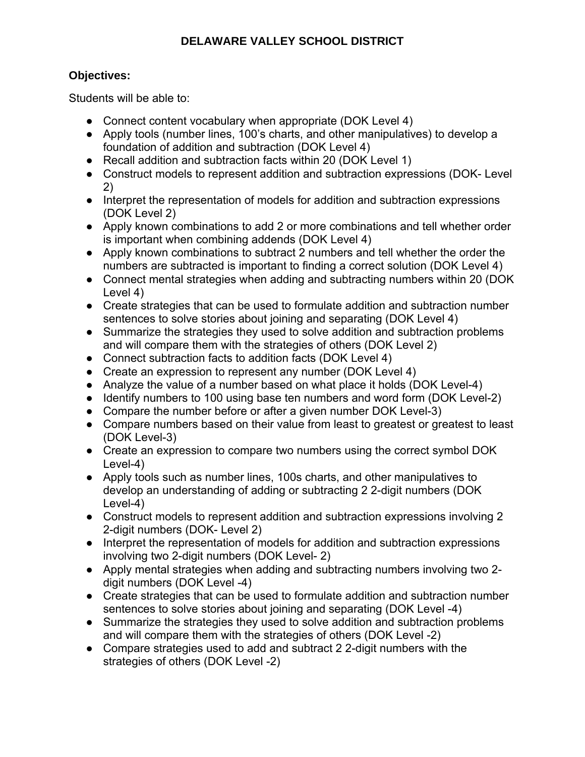**DELAWARE VALLEY SCHOOL DISTRICT**

**Objectives:**

Students will be able to:

- Connect content vocabulary when appropriate (DOK Level 4)
- Apply tools (number lines, 100's charts, and other manipulatives) to develop a foundation of addition and subtraction (DOK Level 4)
- Recall addition and subtraction facts within 20 (DOK Level 1)
- Construct models to represent addition and subtraction expressions (DOK- Level 2)
- Interpret the representation of models for addition and subtraction expressions (DOK Level 2)
- Apply known combinations to add 2 or more combinations and tell whether order is important when combining addends (DOK Level 4)
- Apply known combinations to subtract 2 numbers and tell whether the order the numbers are subtracted is important to finding a correct solution (DOK Level 4)
- Connect mental strategies when adding and subtracting numbers within 20 (DOK Level 4)
- Create strategies that can be used to formulate addition and subtraction number sentences to solve stories about joining and separating (DOK Level 4)
- Summarize the strategies they used to solve addition and subtraction problems and will compare them with the strategies of others (DOK Level 2)
- Connect subtraction facts to addition facts (DOK Level 4)
- Create an expression to represent any number (DOK Level 4)
- Analyze the value of a number based on what place it holds (DOK Level-4)
- Identify numbers to 100 using base ten numbers and word form (DOK Level-2)
- Compare the number before or after a given number DOK Level-3)
- Compare numbers based on their value from least to greatest or greatest to least (DOK Level-3)
- Create an expression to compare two numbers using the correct symbol DOK Level-4)
- Apply tools such as number lines, 100s charts, and other manipulatives to develop an understanding of adding or subtracting 2 2-digit numbers (DOK Level-4)
- Construct models to represent addition and subtraction expressions involving 2 2-digit numbers (DOK- Level 2)
- Interpret the representation of models for addition and subtraction expressions involving two 2-digit numbers (DOK Level- 2)
- Apply mental strategies when adding and subtracting numbers involving two 2-digit numbers (DOK Level -4)
- Create strategies that can be used to formulate addition and subtraction number sentences to solve stories about joining and separating (DOK Level -4)
- Summarize the strategies they used to solve addition and subtraction problems and will compare them with the strategies of others (DOK Level -2)
- Compare strategies used to add and subtract 2 2-digit numbers with the strategies of others (DOK Level -2)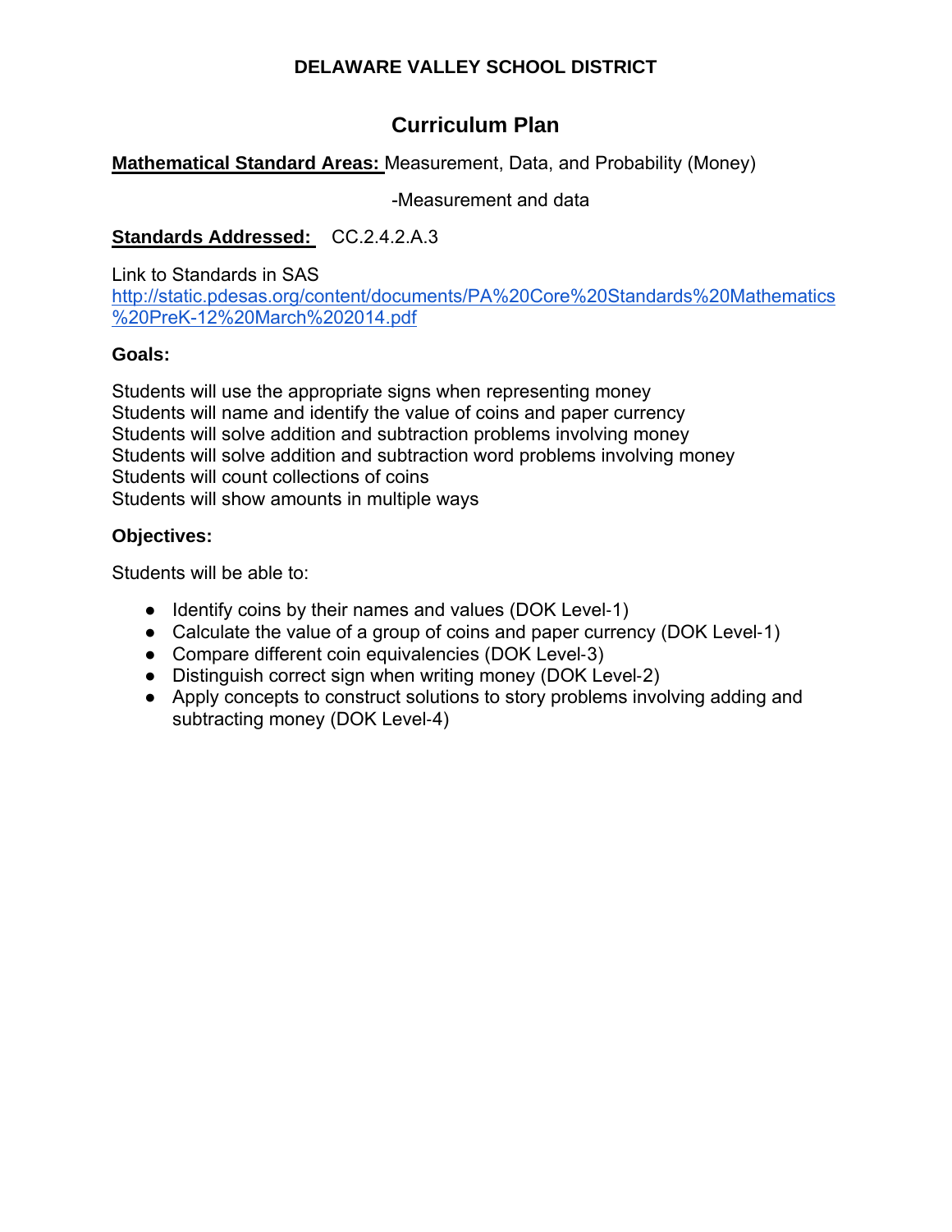**DELAWARE VALLEY SCHOOL DISTRICT**

# Curriculum Plan

**Mathematical Standard Areas:** Measurement, Data, and Probability (Money)

-Measurement and data

**Standards Addressed:** CC.2.4.2.A.3

Link to Standards in SAS
http://static.pdesas.org/content/documents/PA%20Core%20Standards%20Mathematics%20PreK-12%20March%202014.pdf

**Goals:**

Students will use the appropriate signs when representing money
Students will name and identify the value of coins and paper currency
Students will solve addition and subtraction problems involving money
Students will solve addition and subtraction word problems involving money
Students will count collections of coins
Students will show amounts in multiple ways

**Objectives:**

Students will be able to:

- Identify coins by their names and values (DOK Level-1)
- Calculate the value of a group of coins and paper currency (DOK Level-1)
- Compare different coin equivalencies (DOK Level-3)
- Distinguish correct sign when writing money (DOK Level-2)
- Apply concepts to construct solutions to story problems involving adding and subtracting money (DOK Level-4)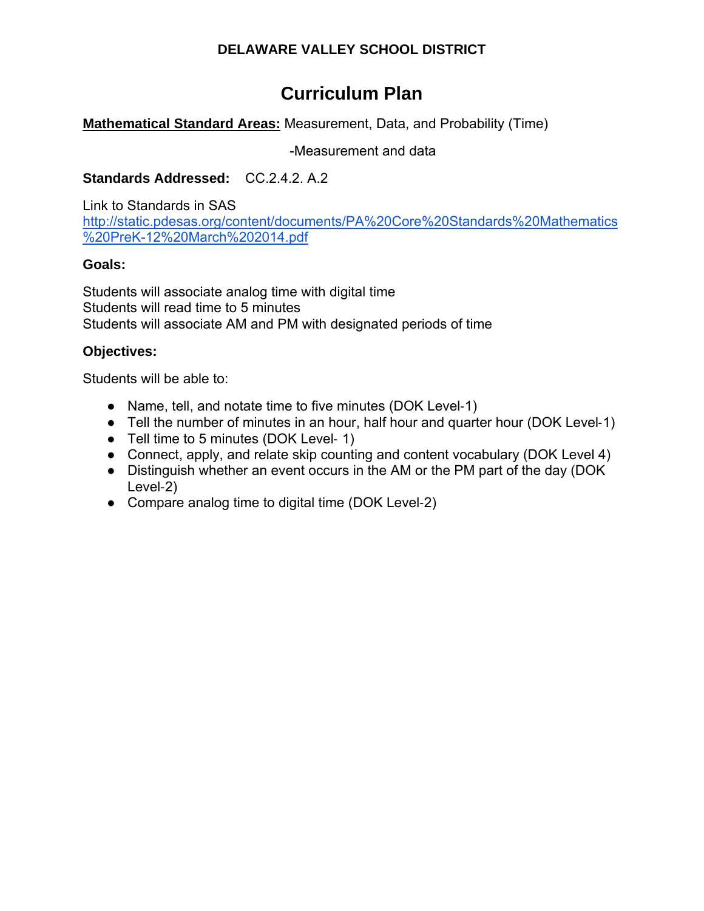**DELAWARE VALLEY SCHOOL DISTRICT**

# Curriculum Plan

**<u>Mathematical Standard Areas:</u>** Measurement, Data, and Probability (Time)

-Measurement and data

**Standards Addressed:** CC.2.4.2. A.2

Link to Standards in SAS
[http://static.pdesas.org/content/documents/PA%20Core%20Standards%20Mathematics%20PreK-12%20March%202014.pdf](http://static.pdesas.org/content/documents/PA%20Core%20Standards%20Mathematics%20PreK-12%20March%202014.pdf)

**Goals:**

Students will associate analog time with digital time
Students will read time to 5 minutes
Students will associate AM and PM with designated periods of time

**Objectives:**

Students will be able to:

- Name, tell, and notate time to five minutes (DOK Level-1)
- Tell the number of minutes in an hour, half hour and quarter hour (DOK Level-1)
- Tell time to 5 minutes (DOK Level- 1)
- Connect, apply, and relate skip counting and content vocabulary (DOK Level 4)
- Distinguish whether an event occurs in the AM or the PM part of the day (DOK Level-2)
- Compare analog time to digital time (DOK Level-2)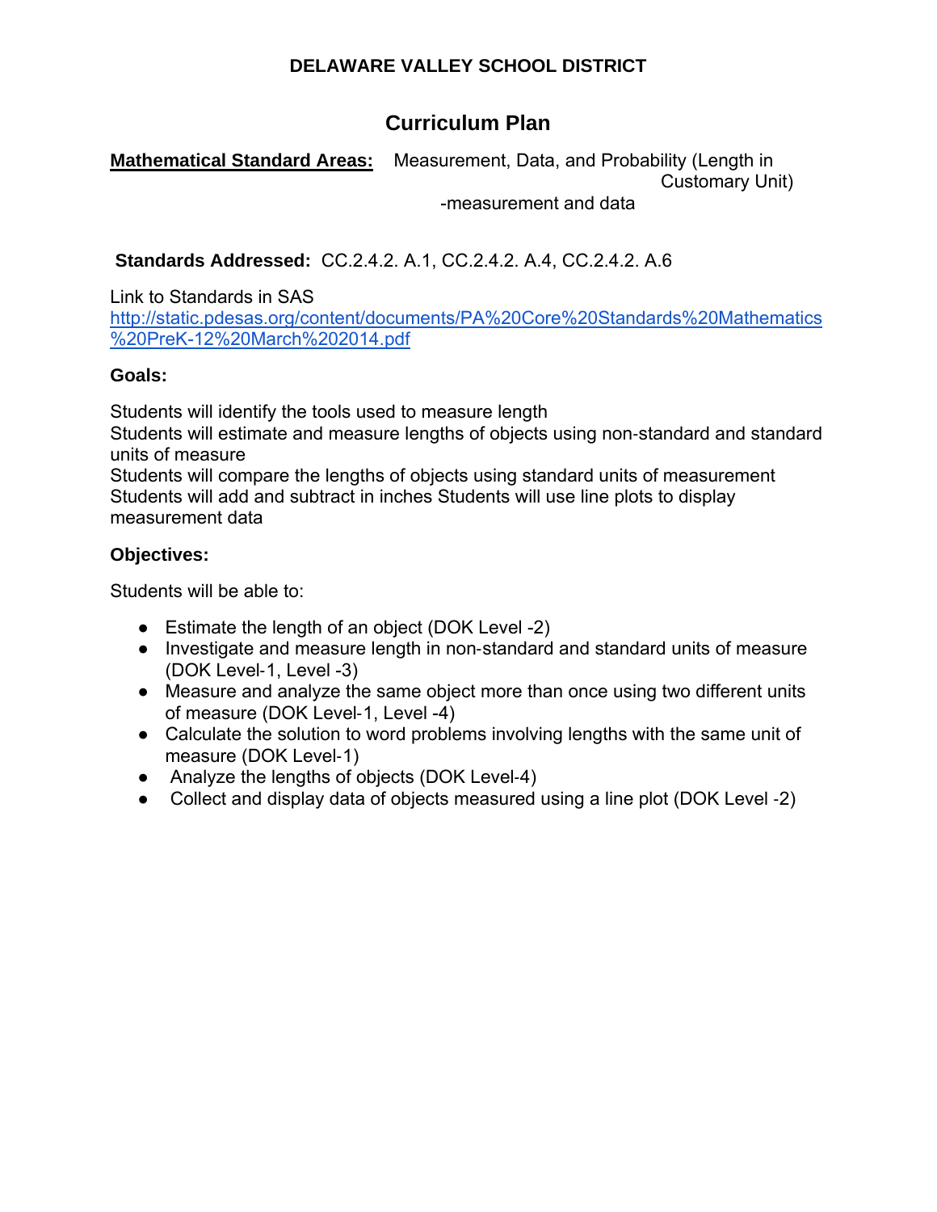**DELAWARE VALLEY SCHOOL DISTRICT**

## Curriculum Plan

**Mathematical Standard Areas:** Measurement, Data, and Probability (Length in Customary Unit)
-measurement and data

**Standards Addressed:** CC.2.4.2. A.1, CC.2.4.2. A.4, CC.2.4.2. A.6

Link to Standards in SAS
[http://static.pdesas.org/content/documents/PA%20Core%20Standards%20Mathematics%20PreK-12%20March%202014.pdf](http://static.pdesas.org/content/documents/PA%20Core%20Standards%20Mathematics%20PreK-12%20March%202014.pdf)

**Goals:**

Students will identify the tools used to measure length
Students will estimate and measure lengths of objects using non-standard and standard units of measure
Students will compare the lengths of objects using standard units of measurement
Students will add and subtract in inches Students will use line plots to display measurement data

**Objectives:**

Students will be able to:

- Estimate the length of an object (DOK Level -2)
- Investigate and measure length in non-standard and standard units of measure (DOK Level-1, Level -3)
- Measure and analyze the same object more than once using two different units of measure (DOK Level-1, Level -4)
- Calculate the solution to word problems involving lengths with the same unit of measure (DOK Level-1)
- Analyze the lengths of objects (DOK Level-4)
- Collect and display data of objects measured using a line plot (DOK Level -2)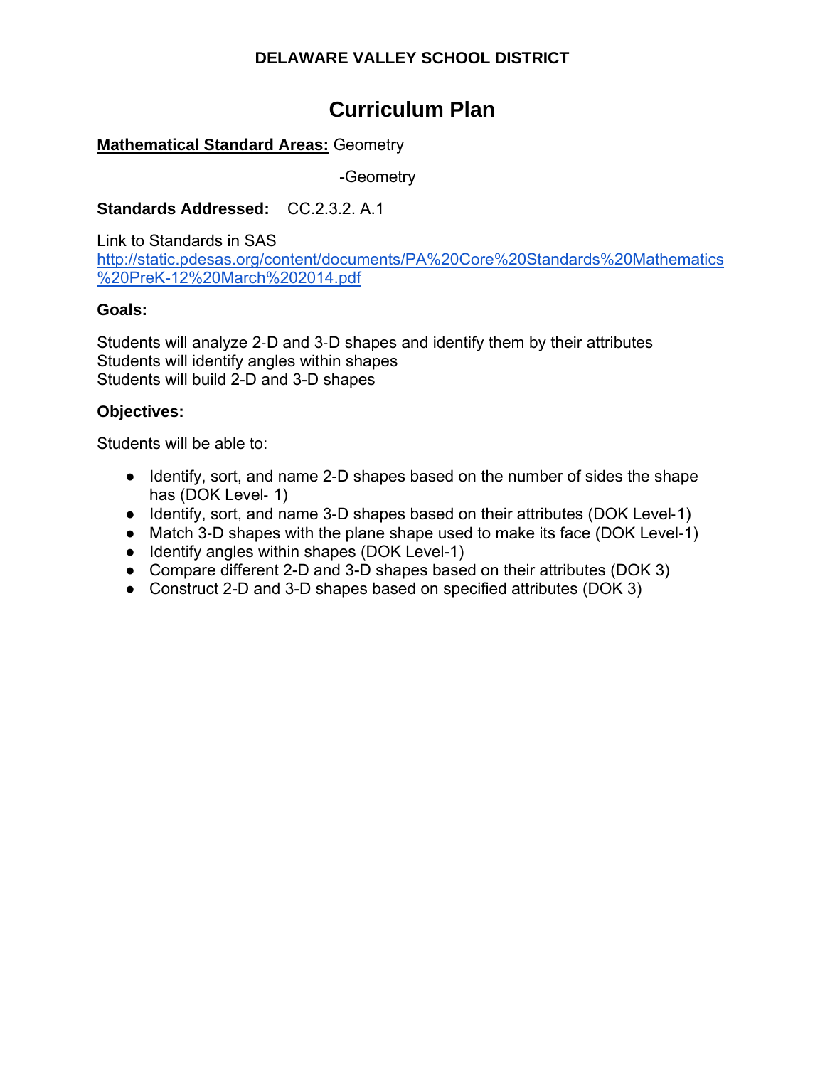**DELAWARE VALLEY SCHOOL DISTRICT**

# Curriculum Plan

**Mathematical Standard Areas:** Geometry

-Geometry

**Standards Addressed:** CC.2.3.2. A.1

Link to Standards in SAS
http://static.pdesas.org/content/documents/PA%20Core%20Standards%20Mathematics%20PreK-12%20March%202014.pdf

**Goals:**

Students will analyze 2-D and 3-D shapes and identify them by their attributes
Students will identify angles within shapes
Students will build 2-D and 3-D shapes

**Objectives:**

Students will be able to:

- Identify, sort, and name 2-D shapes based on the number of sides the shape has (DOK Level- 1)
- Identify, sort, and name 3-D shapes based on their attributes (DOK Level-1)
- Match 3-D shapes with the plane shape used to make its face (DOK Level-1)
- Identify angles within shapes (DOK Level-1)
- Compare different 2-D and 3-D shapes based on their attributes (DOK 3)
- Construct 2-D and 3-D shapes based on specified attributes (DOK 3)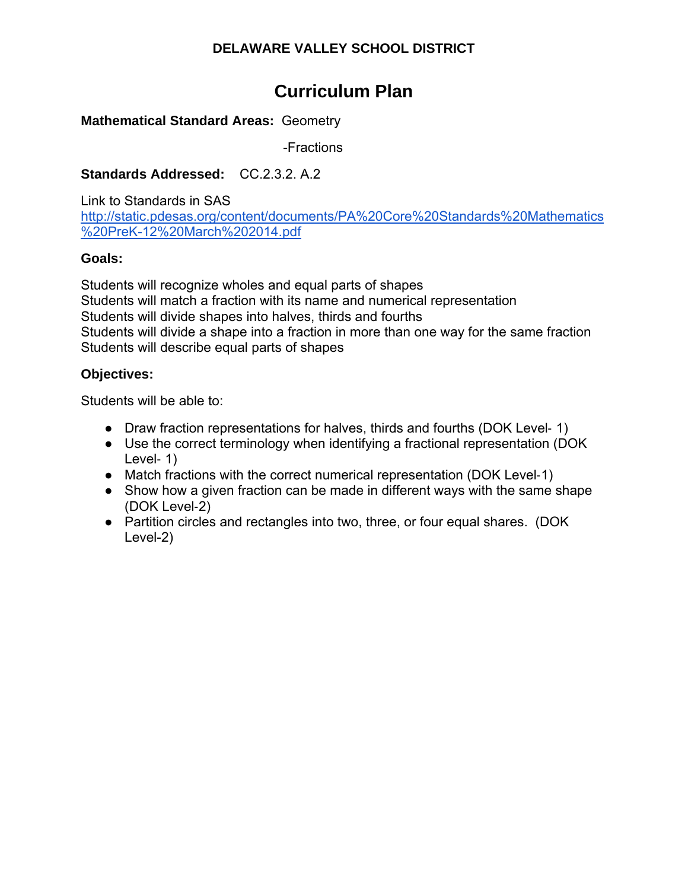**DELAWARE VALLEY SCHOOL DISTRICT**

# Curriculum Plan

**Mathematical Standard Areas:** Geometry

-Fractions

**Standards Addressed:** CC.2.3.2. A.2

Link to Standards in SAS
[http://static.pdesas.org/content/documents/PA%20Core%20Standards%20Mathematics%20PreK-12%20March%202014.pdf](http://static.pdesas.org/content/documents/PA%20Core%20Standards%20Mathematics%20PreK-12%20March%202014.pdf)

**Goals:**

Students will recognize wholes and equal parts of shapes
Students will match a fraction with its name and numerical representation
Students will divide shapes into halves, thirds and fourths
Students will divide a shape into a fraction in more than one way for the same fraction
Students will describe equal parts of shapes

**Objectives:**

Students will be able to:

- Draw fraction representations for halves, thirds and fourths (DOK Level- 1)
- Use the correct terminology when identifying a fractional representation (DOK Level- 1)
- Match fractions with the correct numerical representation (DOK Level-1)
- Show how a given fraction can be made in different ways with the same shape (DOK Level-2)
- Partition circles and rectangles into two, three, or four equal shares. (DOK Level-2)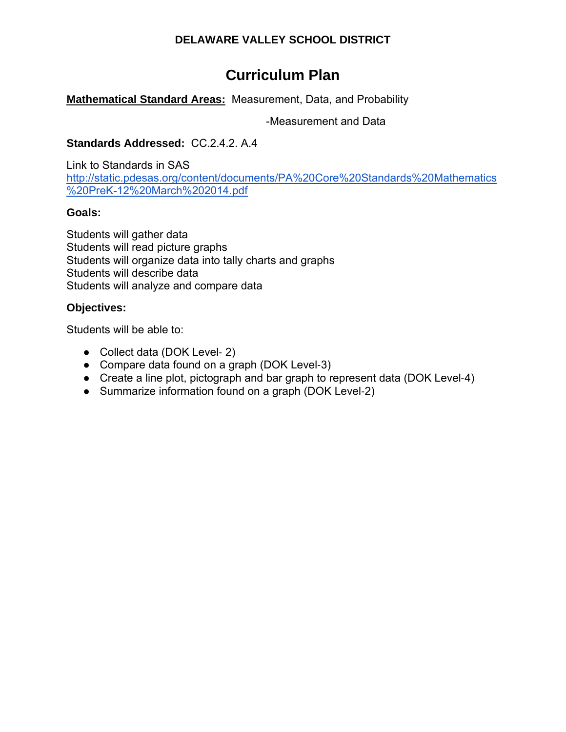**DELAWARE VALLEY SCHOOL DISTRICT**

# Curriculum Plan

**Mathematical Standard Areas:** Measurement, Data, and Probability

-Measurement and Data

**Standards Addressed:** CC.2.4.2. A.4

Link to Standards in SAS
http://static.pdesas.org/content/documents/PA%20Core%20Standards%20Mathematics%20PreK-12%20March%202014.pdf

**Goals:**

Students will gather data
Students will read picture graphs
Students will organize data into tally charts and graphs
Students will describe data
Students will analyze and compare data

**Objectives:**

Students will be able to:

- Collect data (DOK Level- 2)
- Compare data found on a graph (DOK Level-3)
- Create a line plot, pictograph and bar graph to represent data (DOK Level-4)
- Summarize information found on a graph (DOK Level-2)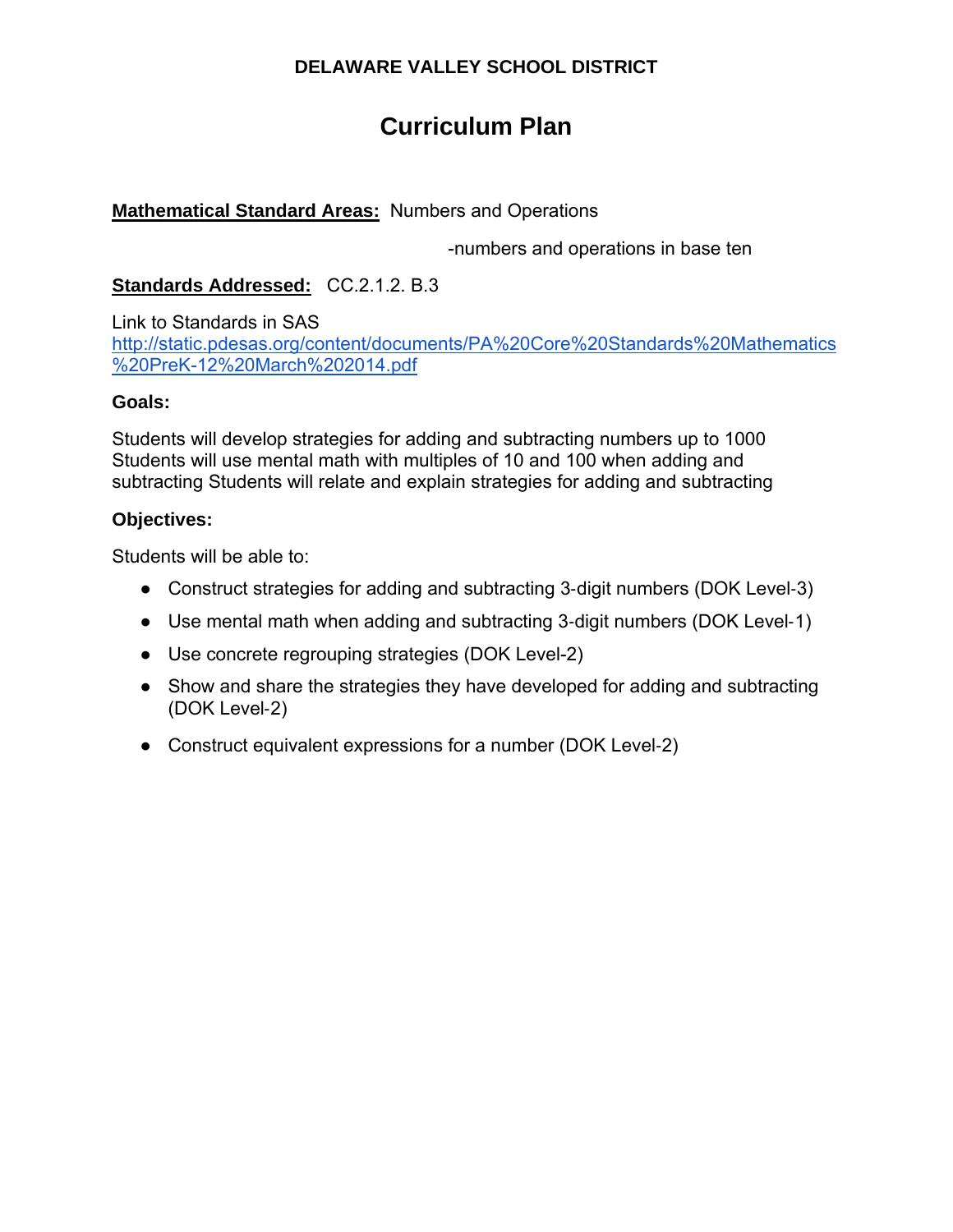**DELAWARE VALLEY SCHOOL DISTRICT**

# Curriculum Plan

**Mathematical Standard Areas:** Numbers and Operations

-numbers and operations in base ten

**Standards Addressed:** CC.2.1.2. B.3

Link to Standards in SAS
[http://static.pdesas.org/content/documents/PA%20Core%20Standards%20Mathematics%20PreK-12%20March%202014.pdf](http://static.pdesas.org/content/documents/PA%20Core%20Standards%20Mathematics%20PreK-12%20March%202014.pdf)

**Goals:**

Students will develop strategies for adding and subtracting numbers up to 1000 Students will use mental math with multiples of 10 and 100 when adding and subtracting Students will relate and explain strategies for adding and subtracting

**Objectives:**

Students will be able to:

- Construct strategies for adding and subtracting 3-digit numbers (DOK Level-3)
- Use mental math when adding and subtracting 3-digit numbers (DOK Level-1)
- Use concrete regrouping strategies (DOK Level-2)
- Show and share the strategies they have developed for adding and subtracting (DOK Level-2)
- Construct equivalent expressions for a number (DOK Level-2)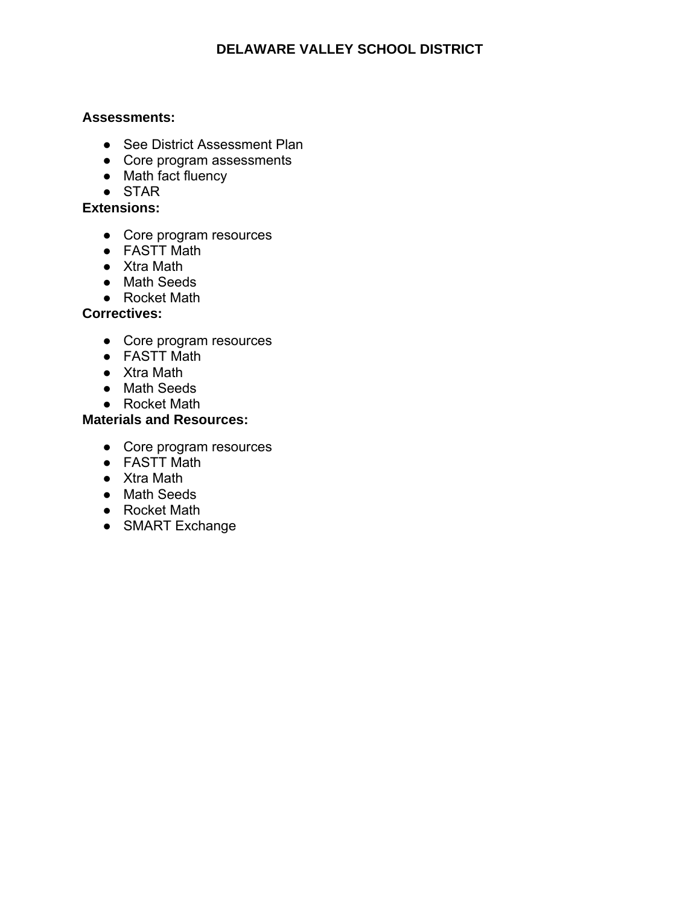**Assessments:**

- See District Assessment Plan
- Core program assessments
- Math fact fluency
- STAR

**Extensions:**

- Core program resources
- FASTT Math
- Xtra Math
- Math Seeds
- Rocket Math

**Correctives:**

- Core program resources
- FASTT Math
- Xtra Math
- Math Seeds
- Rocket Math

**Materials and Resources:**

- Core program resources
- FASTT Math
- Xtra Math
- Math Seeds
- Rocket Math
- SMART Exchange